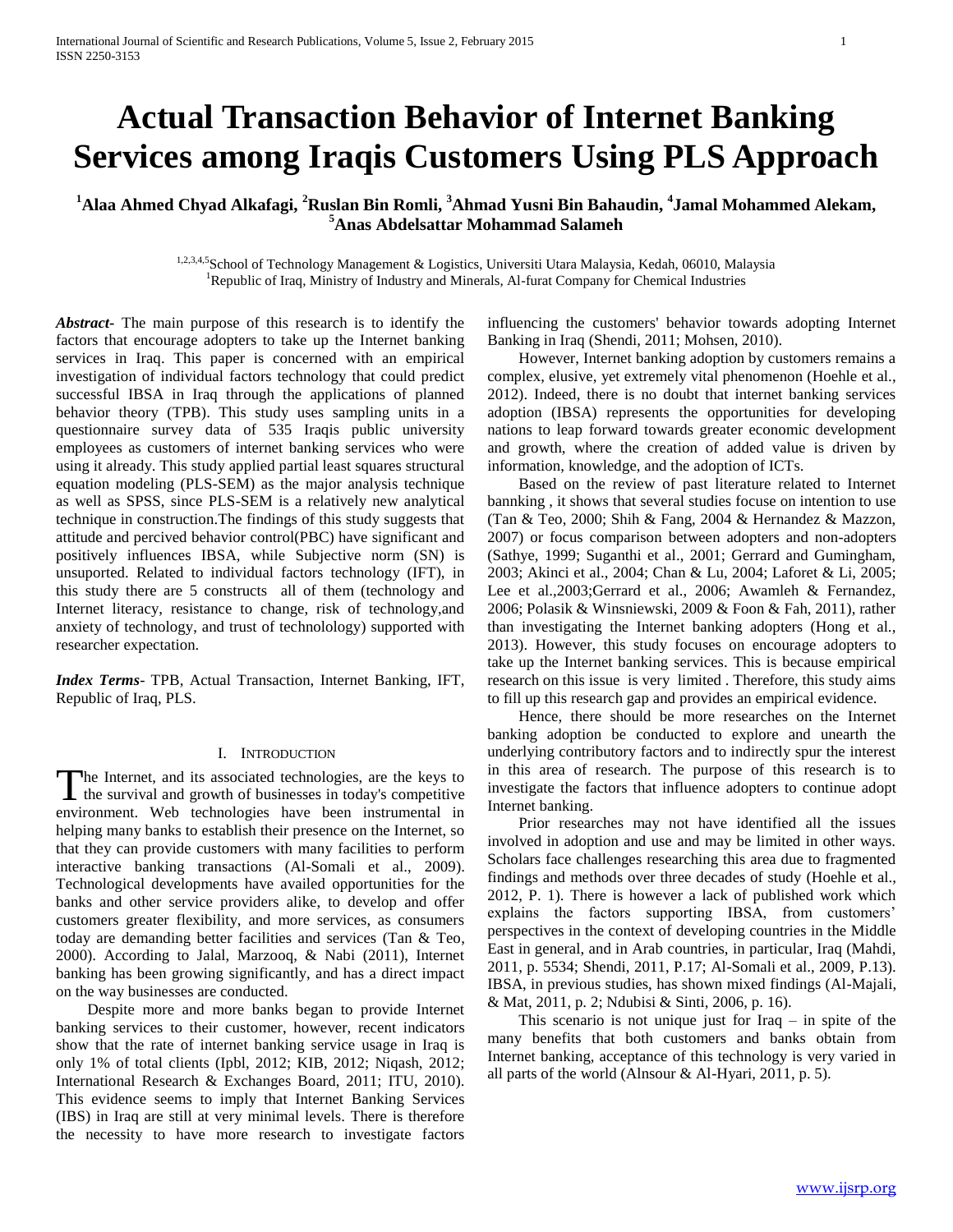# Actual Transaction Behavior of Internet Banking Services among Iraqis Customers Using PLS Approach

**[1]Alaa Ahmed Chyad Alkafagi, [2]Ruslan Bin Romli, [3]Ahmad Yusni Bin Bahaudin, [4]Jamal Mohammed Alekam, [5]Anas Abdelsattar Mohammad Salameh**

[1,2,3,4,5]School of Technology Management & Logistics, Universiti Utara Malaysia, Kedah, 06010, Malaysia
[1]Republic of Iraq, Ministry of Industry and Minerals, Al-furat Company for Chemical Industries

***Abstract-*** The main purpose of this research is to identify the factors that encourage adopters to take up the Internet banking services in Iraq. This paper is concerned with an empirical investigation of individual factors technology that could predict successful IBSA in Iraq through the applications of planned behavior theory (TPB). This study uses sampling units in a questionnaire survey data of 535 Iraqis public university employees as customers of internet banking services who were using it already. This study applied partial least squares structural equation modeling (PLS-SEM) as the major analysis technique as well as SPSS, since PLS-SEM is a relatively new analytical technique in construction.The findings of this study suggests that attitude and percived behavior control(PBC) have significant and positively influences IBSA, while Subjective norm (SN) is unsuported. Related to individual factors technology (IFT), in this study there are 5 constructs all of them (technology and Internet literacy, resistance to change, risk of technology,and anxiety of technology, and trust of technolology) supported with researcher expectation.

***Index Terms*****-** TPB, Actual Transaction, Internet Banking, IFT, Republic of Iraq, PLS.

## I. Introduction

The Internet, and its associated technologies, are the keys to the survival and growth of businesses in today's competitive environment. Web technologies have been instrumental in helping many banks to establish their presence on the Internet, so that they can provide customers with many facilities to perform interactive banking transactions (Al-Somali et al., 2009). Technological developments have availed opportunities for the banks and other service providers alike, to develop and offer customers greater flexibility, and more services, as consumers today are demanding better facilities and services (Tan & Teo, 2000). According to Jalal, Marzooq, & Nabi (2011), Internet banking has been growing significantly, and has a direct impact on the way businesses are conducted.

Despite more and more banks began to provide Internet banking services to their customer, however, recent indicators show that the rate of internet banking service usage in Iraq is only 1% of total clients (Ipbl, 2012; KIB, 2012; Niqash, 2012; International Research & Exchanges Board, 2011; ITU, 2010). This evidence seems to imply that Internet Banking Services (IBS) in Iraq are still at very minimal levels. There is therefore the necessity to have more research to investigate factors influencing the customers' behavior towards adopting Internet Banking in Iraq (Shendi, 2011; Mohsen, 2010).

However, Internet banking adoption by customers remains a complex, elusive, yet extremely vital phenomenon (Hoehle et al., 2012). Indeed, there is no doubt that internet banking services adoption (IBSA) represents the opportunities for developing nations to leap forward towards greater economic development and growth, where the creation of added value is driven by information, knowledge, and the adoption of ICTs.

Based on the review of past literature related to Internet bannking , it shows that several studies focus on intention to use (Tan & Teo, 2000; Shih & Fang, 2004 & Hernandez & Mazzon, 2007) or focus comparison between adopters and non-adopters (Sathye, 1999; Suganthi et al., 2001; Gerrard and Gumingham, 2003; Akinci et al., 2004; Chan & Lu, 2004; Laforet & Li, 2005; Lee et al.,2003;Gerrard et al., 2006; Awamleh & Fernandez, 2006; Polasik & Winsniewski, 2009 & Foon & Fah, 2011), rather than investigating the Internet banking adopters (Hong et al., 2013). However, this study focuses on encourage adopters to take up the Internet banking services. This is because empirical research on this issue is very limited . Therefore, this study aims to fill up this research gap and provides an empirical evidence.

Hence, there should be more researches on the Internet banking adoption be conducted to explore and unearth the underlying contributory factors and to indirectly spur the interest in this area of research. The purpose of this research is to investigate the factors that influence adopters to continue adopt Internet banking.

Prior researches may not have identified all the issues involved in adoption and use and may be limited in other ways. Scholars face challenges researching this area due to fragmented findings and methods over three decades of study (Hoehle et al., 2012, P. 1). There is however a lack of published work which explains the factors supporting IBSA, from customers' perspectives in the context of developing countries in the Middle East in general, and in Arab countries, in particular, Iraq (Mahdi, 2011, p. 5534; Shendi, 2011, P.17; Al-Somali et al., 2009, P.13). IBSA, in previous studies, has shown mixed findings (Al-Majali, & Mat, 2011, p. 2; Ndubisi & Sinti, 2006, p. 16).

This scenario is not unique just for Iraq – in spite of the many benefits that both customers and banks obtain from Internet banking, acceptance of this technology is very varied in all parts of the world (Alnsour & Al-Hyari, 2011, p. 5).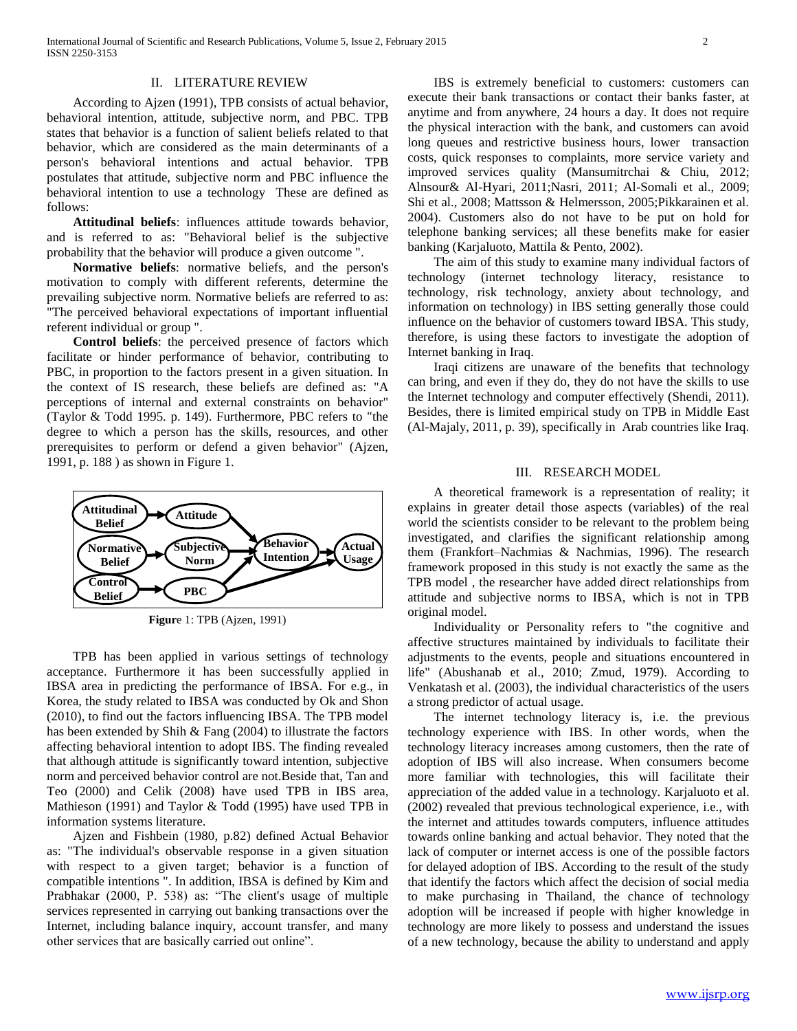## II. LITERATURE REVIEW

According to Ajzen (1991), TPB consists of actual behavior, behavioral intention, attitude, subjective norm, and PBC. TPB states that behavior is a function of salient beliefs related to that behavior, which are considered as the main determinants of a person's behavioral intentions and actual behavior. TPB postulates that attitude, subjective norm and PBC influence the behavioral intention to use a technology These are defined as follows:

**Attitudinal beliefs**: influences attitude towards behavior, and is referred to as: "Behavioral belief is the subjective probability that the behavior will produce a given outcome ".

**Normative beliefs**: normative beliefs, and the person's motivation to comply with different referents, determine the prevailing subjective norm. Normative beliefs are referred to as: "The perceived behavioral expectations of important influential referent individual or group ".

**Control beliefs**: the perceived presence of factors which facilitate or hinder performance of behavior, contributing to PBC, in proportion to the factors present in a given situation. In the context of IS research, these beliefs are defined as: "A perceptions of internal and external constraints on behavior" (Taylor & Todd 1995. p. 149). Furthermore, PBC refers to "the degree to which a person has the skills, resources, and other prerequisites to perform or defend a given behavior" (Ajzen, 1991, p. 188 ) as shown in Figure 1.

**Figur**e 1: TPB (Ajzen, 1991)

TPB has been applied in various settings of technology acceptance. Furthermore it has been successfully applied in IBSA area in predicting the performance of IBSA. For e.g., in Korea, the study related to IBSA was conducted by Ok and Shon (2010), to find out the factors influencing IBSA. The TPB model has been extended by Shih & Fang (2004) to illustrate the factors affecting behavioral intention to adopt IBS. The finding revealed that although attitude is significantly toward intention, subjective norm and perceived behavior control are not.Beside that, Tan and Teo (2000) and Celik (2008) have used TPB in IBS area, Mathieson (1991) and Taylor & Todd (1995) have used TPB in information systems literature.

Ajzen and Fishbein (1980, p.82) defined Actual Behavior as: "The individual's observable response in a given situation with respect to a given target; behavior is a function of compatible intentions ". In addition, IBSA is defined by Kim and Prabhakar (2000, P. 538) as: "The client's usage of multiple services represented in carrying out banking transactions over the Internet, including balance inquiry, account transfer, and many other services that are basically carried out online".

IBS is extremely beneficial to customers: customers can execute their bank transactions or contact their banks faster, at anytime and from anywhere, 24 hours a day. It does not require the physical interaction with the bank, and customers can avoid long queues and restrictive business hours, lower transaction costs, quick responses to complaints, more service variety and improved services quality (Mansumitrchai & Chiu, 2012; Alnsour& Al-Hyari, 2011;Nasri, 2011; Al-Somali et al., 2009; Shi et al., 2008; Mattsson & Helmersson, 2005;Pikkarainen et al. 2004). Customers also do not have to be put on hold for telephone banking services; all these benefits make for easier banking (Karjaluoto, Mattila & Pento, 2002).

The aim of this study to examine many individual factors of technology (internet technology literacy, resistance to technology, risk technology, anxiety about technology, and information on technology) in IBS setting generally those could influence on the behavior of customers toward IBSA. This study, therefore, is using these factors to investigate the adoption of Internet banking in Iraq.

Iraqi citizens are unaware of the benefits that technology can bring, and even if they do, they do not have the skills to use the Internet technology and computer effectively (Shendi, 2011). Besides, there is limited empirical study on TPB in Middle East (Al-Majaly, 2011, p. 39), specifically in Arab countries like Iraq.

## III. RESEARCH MODEL

A theoretical framework is a representation of reality; it explains in greater detail those aspects (variables) of the real world the scientists consider to be relevant to the problem being investigated, and clarifies the significant relationship among them (Frankfort–Nachmias & Nachmias, 1996). The research framework proposed in this study is not exactly the same as the TPB model , the researcher have added direct relationships from attitude and subjective norms to IBSA, which is not in TPB original model.

Individuality or Personality refers to "the cognitive and affective structures maintained by individuals to facilitate their adjustments to the events, people and situations encountered in life" (Abushanab et al., 2010; Zmud, 1979). According to Venkatash et al. (2003), the individual characteristics of the users a strong predictor of actual usage.

The internet technology literacy is, i.e. the previous technology experience with IBS. In other words, when the technology literacy increases among customers, then the rate of adoption of IBS will also increase. When consumers become more familiar with technologies, this will facilitate their appreciation of the added value in a technology. Karjaluoto et al. (2002) revealed that previous technological experience, i.e., with the internet and attitudes towards computers, influence attitudes towards online banking and actual behavior. They noted that the lack of computer or internet access is one of the possible factors for delayed adoption of IBS. According to the result of the study that identify the factors which affect the decision of social media to make purchasing in Thailand, the chance of technology adoption will be increased if people with higher knowledge in technology are more likely to possess and understand the issues of a new technology, because the ability to understand and apply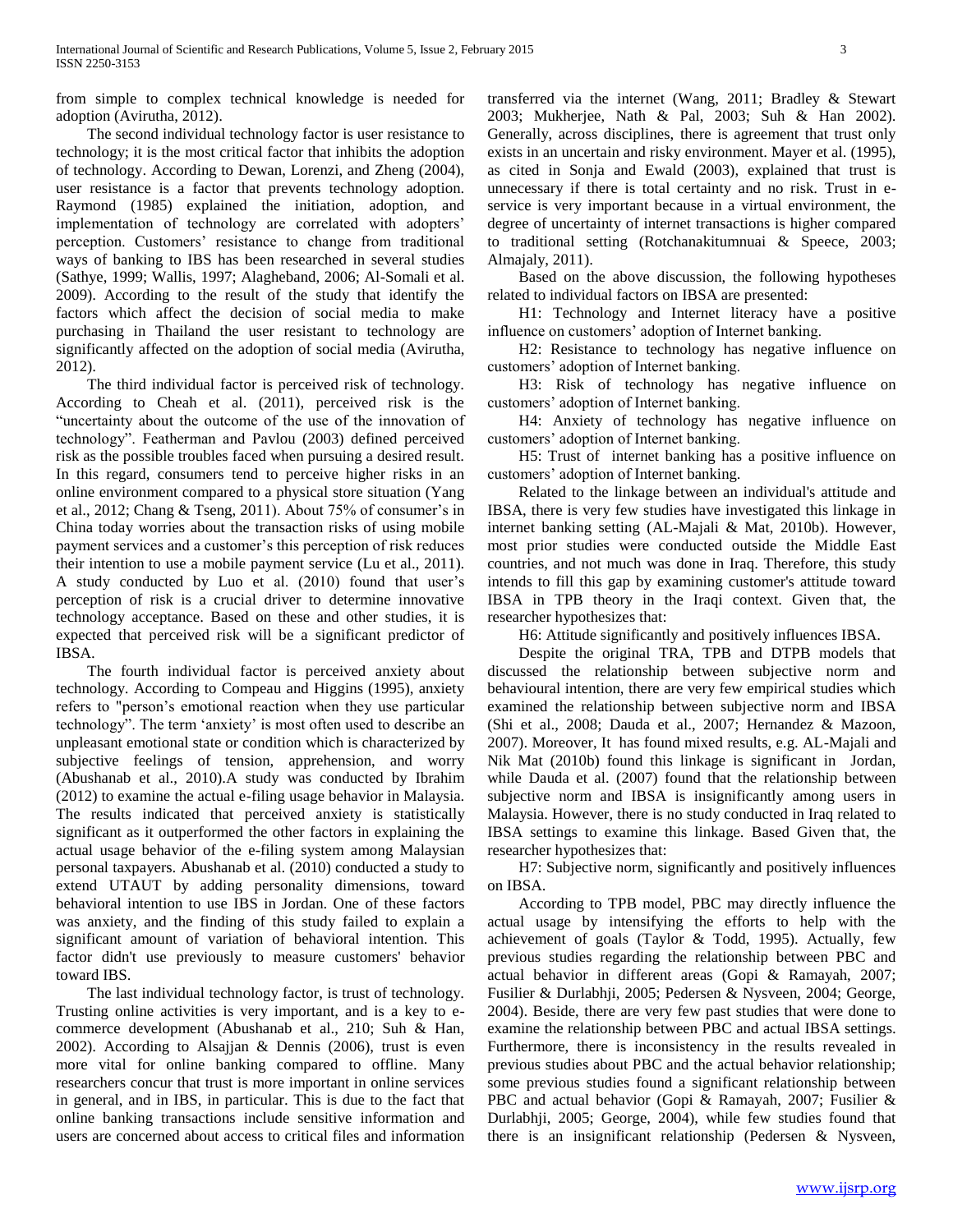from simple to complex technical knowledge is needed for adoption (Avirutha, 2012).

The second individual technology factor is user resistance to technology; it is the most critical factor that inhibits the adoption of technology. According to Dewan, Lorenzi, and Zheng (2004), user resistance is a factor that prevents technology adoption. Raymond (1985) explained the initiation, adoption, and implementation of technology are correlated with adopters' perception. Customers' resistance to change from traditional ways of banking to IBS has been researched in several studies (Sathye, 1999; Wallis, 1997; Alagheband, 2006; Al-Somali et al. 2009). According to the result of the study that identify the factors which affect the decision of social media to make purchasing in Thailand the user resistant to technology are significantly affected on the adoption of social media (Avirutha, 2012).

The third individual factor is perceived risk of technology. According to Cheah et al. (2011), perceived risk is the "uncertainty about the outcome of the use of the innovation of technology". Featherman and Pavlou (2003) defined perceived risk as the possible troubles faced when pursuing a desired result. In this regard, consumers tend to perceive higher risks in an online environment compared to a physical store situation (Yang et al., 2012; Chang & Tseng, 2011). About 75% of consumer's in China today worries about the transaction risks of using mobile payment services and a customer's this perception of risk reduces their intention to use a mobile payment service (Lu et al., 2011). A study conducted by Luo et al. (2010) found that user's perception of risk is a crucial driver to determine innovative technology acceptance. Based on these and other studies, it is expected that perceived risk will be a significant predictor of IBSA.

The fourth individual factor is perceived anxiety about technology. According to Compeau and Higgins (1995), anxiety refers to "person's emotional reaction when they use particular technology". The term 'anxiety' is most often used to describe an unpleasant emotional state or condition which is characterized by subjective feelings of tension, apprehension, and worry (Abushanab et al., 2010).A study was conducted by Ibrahim (2012) to examine the actual e-filing usage behavior in Malaysia. The results indicated that perceived anxiety is statistically significant as it outperformed the other factors in explaining the actual usage behavior of the e-filing system among Malaysian personal taxpayers. Abushanab et al. (2010) conducted a study to extend UTAUT by adding personality dimensions, toward behavioral intention to use IBS in Jordan. One of these factors was anxiety, and the finding of this study failed to explain a significant amount of variation of behavioral intention. This factor didn't use previously to measure customers' behavior toward IBS.

The last individual technology factor, is trust of technology. Trusting online activities is very important, and is a key to e-commerce development (Abushanab et al., 210; Suh & Han, 2002). According to Alsajjan & Dennis (2006), trust is even more vital for online banking compared to offline. Many researchers concur that trust is more important in online services in general, and in IBS, in particular. This is due to the fact that online banking transactions include sensitive information and users are concerned about access to critical files and information transferred via the internet (Wang, 2011; Bradley & Stewart 2003; Mukherjee, Nath & Pal, 2003; Suh & Han 2002). Generally, across disciplines, there is agreement that trust only exists in an uncertain and risky environment. Mayer et al. (1995), as cited in Sonja and Ewald (2003), explained that trust is unnecessary if there is total certainty and no risk. Trust in e-service is very important because in a virtual environment, the degree of uncertainty of internet transactions is higher compared to traditional setting (Rotchanakitumnuai & Speece, 2003; Almajaly, 2011).

Based on the above discussion, the following hypotheses related to individual factors on IBSA are presented:

H1: Technology and Internet literacy have a positive influence on customers' adoption of Internet banking.

H2: Resistance to technology has negative influence on customers' adoption of Internet banking.

H3: Risk of technology has negative influence on customers' adoption of Internet banking.

H4: Anxiety of technology has negative influence on customers' adoption of Internet banking.

H5: Trust of internet banking has a positive influence on customers' adoption of Internet banking.

Related to the linkage between an individual's attitude and IBSA, there is very few studies have investigated this linkage in internet banking setting (AL-Majali & Mat, 2010b). However, most prior studies were conducted outside the Middle East countries, and not much was done in Iraq. Therefore, this study intends to fill this gap by examining customer's attitude toward IBSA in TPB theory in the Iraqi context. Given that, the researcher hypothesizes that:

H6: Attitude significantly and positively influences IBSA.

Despite the original TRA, TPB and DTPB models that discussed the relationship between subjective norm and behavioural intention, there are very few empirical studies which examined the relationship between subjective norm and IBSA (Shi et al., 2008; Dauda et al., 2007; Hernandez & Mazoon, 2007). Moreover, It has found mixed results, e.g. AL-Majali and Nik Mat (2010b) found this linkage is significant in Jordan, while Dauda et al. (2007) found that the relationship between subjective norm and IBSA is insignificantly among users in Malaysia. However, there is no study conducted in Iraq related to IBSA settings to examine this linkage. Based Given that, the researcher hypothesizes that:

H7: Subjective norm, significantly and positively influences on IBSA.

According to TPB model, PBC may directly influence the actual usage by intensifying the efforts to help with the achievement of goals (Taylor & Todd, 1995). Actually, few previous studies regarding the relationship between PBC and actual behavior in different areas (Gopi & Ramayah, 2007; Fusilier & Durlabhji, 2005; Pedersen & Nysveen, 2004; George, 2004). Beside, there are very few past studies that were done to examine the relationship between PBC and actual IBSA settings. Furthermore, there is inconsistency in the results revealed in previous studies about PBC and the actual behavior relationship; some previous studies found a significant relationship between PBC and actual behavior (Gopi & Ramayah, 2007; Fusilier & Durlabhji, 2005; George, 2004), while few studies found that there is an insignificant relationship (Pedersen & Nysveen,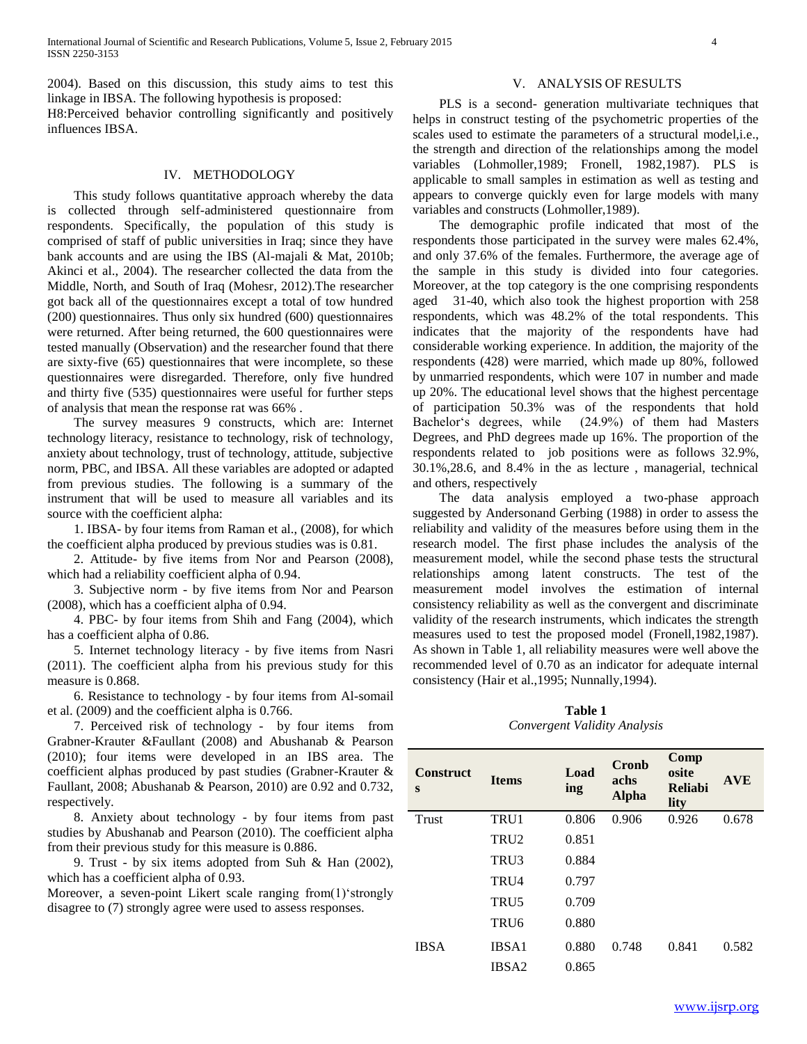2004). Based on this discussion, this study aims to test this linkage in IBSA. The following hypothesis is proposed:

H8:Perceived behavior controlling significantly and positively influences IBSA.

## IV. METHODOLOGY

This study follows quantitative approach whereby the data is collected through self-administered questionnaire from respondents. Specifically, the population of this study is comprised of staff of public universities in Iraq; since they have bank accounts and are using the IBS (Al-majali & Mat, 2010b; Akinci et al., 2004). The researcher collected the data from the Middle, North, and South of Iraq (Mohesr, 2012).The researcher got back all of the questionnaires except a total of tow hundred (200) questionnaires. Thus only six hundred (600) questionnaires were returned. After being returned, the 600 questionnaires were tested manually (Observation) and the researcher found that there are sixty-five (65) questionnaires that were incomplete, so these questionnaires were disregarded. Therefore, only five hundred and thirty five (535) questionnaires were useful for further steps of analysis that mean the response rat was 66% .

The survey measures 9 constructs, which are: Internet technology literacy, resistance to technology, risk of technology, anxiety about technology, trust of technology, attitude, subjective norm, PBC, and IBSA. All these variables are adopted or adapted from previous studies. The following is a summary of the instrument that will be used to measure all variables and its source with the coefficient alpha:

1. IBSA- by four items from Raman et al., (2008), for which the coefficient alpha produced by previous studies was is 0.81.

2. Attitude- by five items from Nor and Pearson (2008), which had a reliability coefficient alpha of 0.94.

3. Subjective norm - by five items from Nor and Pearson (2008), which has a coefficient alpha of 0.94.

4. PBC- by four items from Shih and Fang (2004), which has a coefficient alpha of 0.86.

5. Internet technology literacy - by five items from Nasri (2011). The coefficient alpha from his previous study for this measure is 0.868.

6. Resistance to technology - by four items from Al-somail et al. (2009) and the coefficient alpha is 0.766.

7. Perceived risk of technology - by four items from Grabner-Krauter &Faullant (2008) and Abushanab & Pearson (2010); four items were developed in an IBS area. The coefficient alphas produced by past studies (Grabner-Krauter & Faullant, 2008; Abushanab & Pearson, 2010) are 0.92 and 0.732, respectively.

8. Anxiety about technology - by four items from past studies by Abushanab and Pearson (2010). The coefficient alpha from their previous study for this measure is 0.886.

9. Trust - by six items adopted from Suh & Han (2002), which has a coefficient alpha of 0.93.

Moreover, a seven-point Likert scale ranging from(1)‘strongly disagree to (7) strongly agree were used to assess responses.

## V. ANALYSIS OF RESULTS

PLS is a second- generation multivariate techniques that helps in construct testing of the psychometric properties of the scales used to estimate the parameters of a structural model,i.e., the strength and direction of the relationships among the model variables (Lohmoller,1989; Fronell, 1982,1987). PLS is applicable to small samples in estimation as well as testing and appears to converge quickly even for large models with many variables and constructs (Lohmoller,1989).

The demographic profile indicated that most of the respondents those participated in the survey were males 62.4%, and only 37.6% of the females. Furthermore, the average age of the sample in this study is divided into four categories. Moreover, at the top category is the one comprising respondents aged 31-40, which also took the highest proportion with 258 respondents, which was 48.2% of the total respondents. This indicates that the majority of the respondents have had considerable working experience. In addition, the majority of the respondents (428) were married, which made up 80%, followed by unmarried respondents, which were 107 in number and made up 20%. The educational level shows that the highest percentage of participation 50.3% was of the respondents that hold Bachelor‘s degrees, while (24.9%) of them had Masters Degrees, and PhD degrees made up 16%. The proportion of the respondents related to job positions were as follows 32.9%, 30.1%,28.6, and 8.4% in the as lecture , managerial, technical and others, respectively

The data analysis employed a two-phase approach suggested by Andersonand Gerbing (1988) in order to assess the reliability and validity of the measures before using them in the research model. The first phase includes the analysis of the measurement model, while the second phase tests the structural relationships among latent constructs. The test of the measurement model involves the estimation of internal consistency reliability as well as the convergent and discriminate validity of the research instruments, which indicates the strength measures used to test the proposed model (Fronell,1982,1987). As shown in Table 1, all reliability measures were well above the recommended level of 0.70 as an indicator for adequate internal consistency (Hair et al.,1995; Nunnally,1994).

**Table 1**
*Convergent Validity Analysis*

| Constructs | Items | Loading | Cronbachs Alpha | Composite Reliability | AVE |
|---|---|---|---|---|---|
| Trust | TRU1 | 0.806 | 0.906 | 0.926 | 0.678 |
| | TRU2 | 0.851 | | | |
| | TRU3 | 0.884 | | | |
| | TRU4 | 0.797 | | | |
| | TRU5 | 0.709 | | | |
| | TRU6 | 0.880 | | | |
| IBSA | IBSA1 | 0.880 | 0.748 | 0.841 | 0.582 |
| | IBSA2 | 0.865 | | | |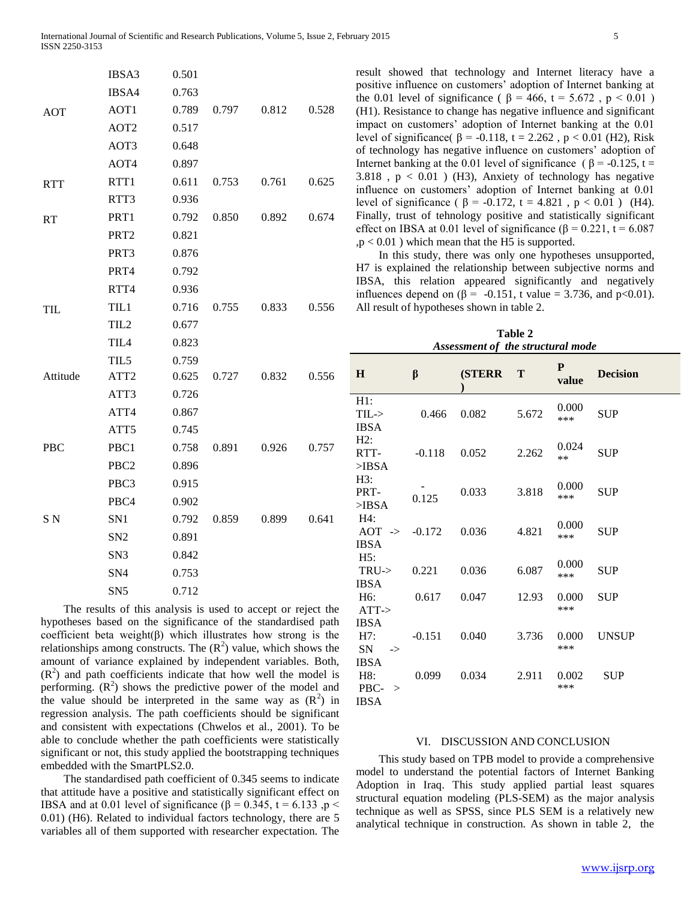|  | IBSA3 | 0.501 |  |  |  |
| --- | --- | --- | --- | --- | --- |
|  | IBSA4 | 0.763 |  |  |  |
| AOT | AOT1 | 0.789 | 0.797 | 0.812 | 0.528 |
|  | AOT2 | 0.517 |  |  |  |
|  | AOT3 | 0.648 |  |  |  |
|  | AOT4 | 0.897 |  |  |  |
| RTT | RTT1 | 0.611 | 0.753 | 0.761 | 0.625 |
|  | RTT3 | 0.936 |  |  |  |
| RT | PRT1 | 0.792 | 0.850 | 0.892 | 0.674 |
|  | PRT2 | 0.821 |  |  |  |
|  | PRT3 | 0.876 |  |  |  |
|  | PRT4 | 0.792 |  |  |  |
|  | RTT4 | 0.936 |  |  |  |
| TIL | TIL1 | 0.716 | 0.755 | 0.833 | 0.556 |
|  | TIL2 | 0.677 |  |  |  |
|  | TIL4 | 0.823 |  |  |  |
|  | TIL5 | 0.759 |  |  |  |
| Attitude | ATT2 | 0.625 | 0.727 | 0.832 | 0.556 |
|  | ATT3 | 0.726 |  |  |  |
|  | ATT4 | 0.867 |  |  |  |
|  | ATT5 | 0.745 |  |  |  |
| PBC | PBC1 | 0.758 | 0.891 | 0.926 | 0.757 |
|  | PBC2 | 0.896 |  |  |  |
|  | PBC3 | 0.915 |  |  |  |
|  | PBC4 | 0.902 |  |  |  |
| S N | SN1 | 0.792 | 0.859 | 0.899 | 0.641 |
|  | SN2 | 0.891 |  |  |  |
|  | SN3 | 0.842 |  |  |  |
|  | SN4 | 0.753 |  |  |  |
|  | SN5 | 0.712 |  |  |  |

The results of this analysis is used to accept or reject the hypotheses based on the significance of the standardised path coefficient beta weight(β) which illustrates how strong is the relationships among constructs. The ($R^2$) value, which shows the amount of variance explained by independent variables. Both, ($R^2$) and path coefficients indicate that how well the model is performing. ($R^2$) shows the predictive power of the model and the value should be interpreted in the same way as ($R^2$) in regression analysis. The path coefficients should be significant and consistent with expectations (Chwelos et al., 2001). To be able to conclude whether the path coefficients were statistically significant or not, this study applied the bootstrapping techniques embedded with the SmartPLS2.0.

The standardised path coefficient of 0.345 seems to indicate that attitude have a positive and statistically significant effect on IBSA and at 0.01 level of significance ($\beta = 0.345$, $t = 6.133$, $p < 0.01$) (H6). Related to individual factors technology, there are 5 variables all of them supported with researcher expectation. The result showed that technology and Internet literacy have a positive influence on customers' adoption of Internet banking at the 0.01 level of significance ( $\beta = 466$, $t = 5.672$ , $p < 0.01$ ) (H1). Resistance to change has negative influence and significant impact on customers' adoption of Internet banking at the 0.01 level of significance( $\beta = -0.118$, $t = 2.262$ , $p < 0.01$ (H2), Risk of technology has negative influence on customers' adoption of Internet banking at the 0.01 level of significance ( $\beta = -0.125$, $t = 3.818$ , $p < 0.01$ ) (H3), Anxiety of technology has negative influence on customers' adoption of Internet banking at 0.01 level of significance ( $\beta = -0.172$, $t = 4.821$ , $p < 0.01$ ) (H4). Finally, trust of tehnology positive and statistically significant effect on IBSA at 0.01 level of significance ($\beta = 0.221$, $t = 6.087$ ,$p < 0.01$ ) which mean that the H5 is supported.

In this study, there was only one hypotheses unsupported, H7 is explained the relationship between subjective norms and IBSA, this relation appeared significantly and negatively influences depend on ($\beta = -0.151$, t value = 3.736, and $p<0.01$). All result of hypotheses shown in table 2.

**Table 2**
***Assessment of the structural mode***

| H | β | (STERR) | T | P value | Decision |
| --- | --- | --- | --- | --- | --- |
| H1: TIL-> IBSA | 0.466 | 0.082 | 5.672 | 0.000 *** | SUP |
| H2: RTT->IBSA | -0.118 | 0.052 | 2.262 | 0.024 ** | SUP |
| H3: PRT->IBSA | -0.125 | 0.033 | 3.818 | 0.000 *** | SUP |
| H4: AOT -> IBSA | -0.172 | 0.036 | 4.821 | 0.000 *** | SUP |
| H5: TRU-> IBSA | 0.221 | 0.036 | 6.087 | 0.000 *** | SUP |
| H6: ATT-> IBSA | 0.617 | 0.047 | 12.93 | 0.000 *** | SUP |
| H7: SN -> IBSA | -0.151 | 0.040 | 3.736 | 0.000 *** | UNSUP |
| H8: PBC- > IBSA | 0.099 | 0.034 | 2.911 | 0.002 *** | SUP |

## VI. DISCUSSION AND CONCLUSION

This study based on TPB model to provide a comprehensive model to understand the potential factors of Internet Banking Adoption in Iraq. This study applied partial least squares structural equation modeling (PLS-SEM) as the major analysis technique as well as SPSS, since PLS SEM is a relatively new analytical technique in construction. As shown in table 2, the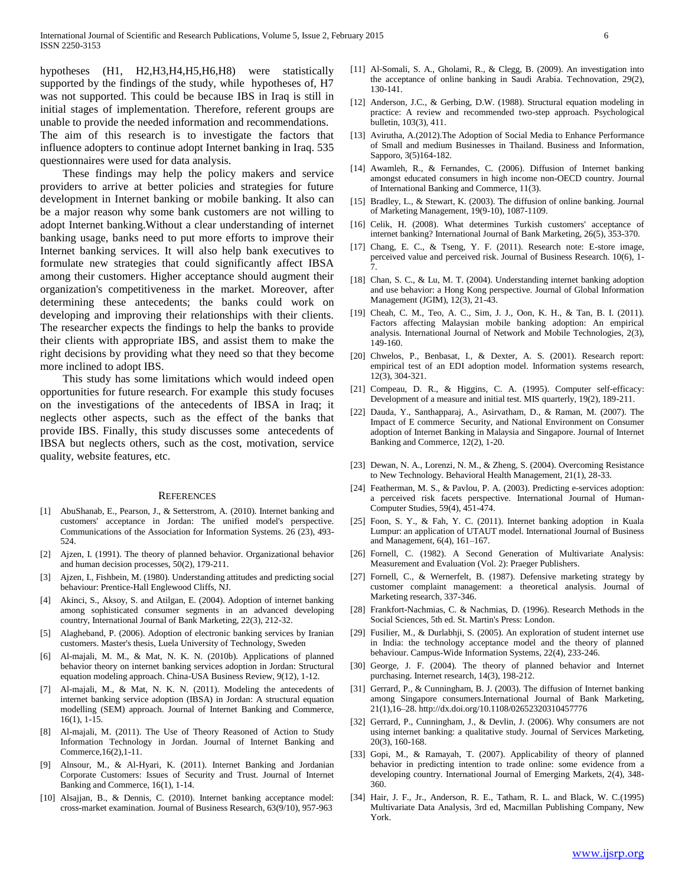hypotheses (H1, H2,H3,H4,H5,H6,H8) were statistically supported by the findings of the study, while hypotheses of, H7 was not supported. This could be because IBS in Iraq is still in initial stages of implementation. Therefore, referent groups are unable to provide the needed information and recommendations.

The aim of this research is to investigate the factors that influence adopters to continue adopt Internet banking in Iraq. 535 questionnaires were used for data analysis.

These findings may help the policy makers and service providers to arrive at better policies and strategies for future development in Internet banking or mobile banking. It also can be a major reason why some bank customers are not willing to adopt Internet banking.Without a clear understanding of internet banking usage, banks need to put more efforts to improve their Internet banking services. It will also help bank executives to formulate new strategies that could significantly affect IBSA among their customers. Higher acceptance should augment their organization's competitiveness in the market. Moreover, after determining these antecedents; the banks could work on developing and improving their relationships with their clients. The researcher expects the findings to help the banks to provide their clients with appropriate IBS, and assist them to make the right decisions by providing what they need so that they become more inclined to adopt IBS.

This study has some limitations which would indeed open opportunities for future research. For example this study focuses on the investigations of the antecedents of IBSA in Iraq; it neglects other aspects, such as the effect of the banks that provide IBS. Finally, this study discusses some antecedents of IBSA but neglects others, such as the cost, motivation, service quality, website features, etc.

## REFERENCES

[1] AbuShanab, E., Pearson, J., & Setterstrom, A. (2010). Internet banking and customers' acceptance in Jordan: The unified model's perspective. Communications of the Association for Information Systems. 26 (23), 493-524.

[2] Ajzen, I. (1991). The theory of planned behavior. Organizational behavior and human decision processes, 50(2), 179-211.

[3] Ajzen, I., Fishbein, M. (1980). Understanding attitudes and predicting social behaviour: Prentice-Hall Englewood Cliffs, NJ.

[4] Akinci, S., Aksoy, S. and Atilgan, E. (2004). Adoption of internet banking among sophisticated consumer segments in an advanced developing country, International Journal of Bank Marketing, 22(3), 212-32.

[5] Alagheband, P. (2006). Adoption of electronic banking services by Iranian customers. Master's thesis, Luela University of Technology, Sweden

[6] Al-majali, M. M., & Mat, N. K. N. (2010b). Applications of planned behavior theory on internet banking services adoption in Jordan: Structural equation modeling approach. China-USA Business Review, 9(12), 1-12.

[7] Al-majali, M., & Mat, N. K. N. (2011). Modeling the antecedents of internet banking service adoption (IBSA) in Jordan: A structural equation modelling (SEM) approach. Journal of Internet Banking and Commerce, 16(1), 1-15.

[8] Al-majali, M. (2011). The Use of Theory Reasoned of Action to Study Information Technology in Jordan. Journal of Internet Banking and Commerce,16(2),1-11.

[9] Alnsour, M., & Al-Hyari, K. (2011). Internet Banking and Jordanian Corporate Customers: Issues of Security and Trust. Journal of Internet Banking and Commerce, 16(1), 1-14.

[10] Alsajjan, B., & Dennis, C. (2010). Internet banking acceptance model: cross-market examination. Journal of Business Research, 63(9/10), 957-963

[11] Al-Somali, S. A., Gholami, R., & Clegg, B. (2009). An investigation into the acceptance of online banking in Saudi Arabia. Technovation, 29(2), 130-141.

[12] Anderson, J.C., & Gerbing, D.W. (1988). Structural equation modeling in practice: A review and recommended two-step approach. Psychological bulletin, 103(3), 411.

[13] Avirutha, A.(2012).The Adoption of Social Media to Enhance Performance of Small and medium Businesses in Thailand. Business and Information, Sapporo, 3(5)164-182.

[14] Awamleh, R., & Fernandes, C. (2006). Diffusion of Internet banking amongst educated consumers in high income non-OECD country. Journal of International Banking and Commerce, 11(3).

[15] Bradley, L., & Stewart, K. (2003). The diffusion of online banking. Journal of Marketing Management, 19(9-10), 1087-1109.

[16] Celik, H. (2008). What determines Turkish customers' acceptance of internet banking? International Journal of Bank Marketing, 26(5), 353-370.

[17] Chang, E. C., & Tseng, Y. F. (2011). Research note: E-store image, perceived value and perceived risk. Journal of Business Research. 10(6), 1-7.

[18] Chan, S. C., & Lu, M. T. (2004). Understanding internet banking adoption and use behavior: a Hong Kong perspective. Journal of Global Information Management (JGIM), 12(3), 21-43.

[19] Cheah, C. M., Teo, A. C., Sim, J. J., Oon, K. H., & Tan, B. I. (2011). Factors affecting Malaysian mobile banking adoption: An empirical analysis. International Journal of Network and Mobile Technologies, 2(3), 149-160.

[20] Chwelos, P., Benbasat, I., & Dexter, A. S. (2001). Research report: empirical test of an EDI adoption model. Information systems research, 12(3), 304-321.

[21] Compeau, D. R., & Higgins, C. A. (1995). Computer self-efficacy: Development of a measure and initial test. MIS quarterly, 19(2), 189-211.

[22] Dauda, Y., Santhapparaj, A., Asirvatham, D., & Raman, M. (2007). The Impact of E commerce Security, and National Environment on Consumer adoption of Internet Banking in Malaysia and Singapore. Journal of Internet Banking and Commerce, 12(2), 1-20.

[23] Dewan, N. A., Lorenzi, N. M., & Zheng, S. (2004). Overcoming Resistance to New Technology. Behavioral Health Management, 21(1), 28-33.

[24] Featherman, M. S., & Pavlou, P. A. (2003). Predicting e-services adoption: a perceived risk facets perspective. International Journal of Human-Computer Studies, 59(4), 451-474.

[25] Foon, S. Y., & Fah, Y. C. (2011). Internet banking adoption in Kuala Lumpur: an application of UTAUT model. International Journal of Business and Management, 6(4), 161–167.

[26] Fornell, C. (1982). A Second Generation of Multivariate Analysis: Measurement and Evaluation (Vol. 2): Praeger Publishers.

[27] Fornell, C., & Wernerfelt, B. (1987). Defensive marketing strategy by customer complaint management: a theoretical analysis. Journal of Marketing research, 337-346.

[28] Frankfort-Nachmias, C. & Nachmias, D. (1996). Research Methods in the Social Sciences, 5th ed. St. Martin's Press: London.

[29] Fusilier, M., & Durlabhji, S. (2005). An exploration of student internet use in India: the technology acceptance model and the theory of planned behaviour. Campus-Wide Information Systems, 22(4), 233-246.

[30] George, J. F. (2004). The theory of planned behavior and Internet purchasing. Internet research, 14(3), 198-212.

[31] Gerrard, P., & Cunningham, B. J. (2003). The diffusion of Internet banking among Singapore consumers.International Journal of Bank Marketing, 21(1),16–28. http://dx.doi.org/10.1108/02652320310457776

[32] Gerrard, P., Cunningham, J., & Devlin, J. (2006). Why consumers are not using internet banking: a qualitative study. Journal of Services Marketing, 20(3), 160-168.

[33] Gopi, M., & Ramayah, T. (2007). Applicability of theory of planned behavior in predicting intention to trade online: some evidence from a developing country. International Journal of Emerging Markets, 2(4), 348-360.

[34] Hair, J. F., Jr., Anderson, R. E., Tatham, R. L. and Black, W. C.(1995) Multivariate Data Analysis, 3rd ed, Macmillan Publishing Company, New York.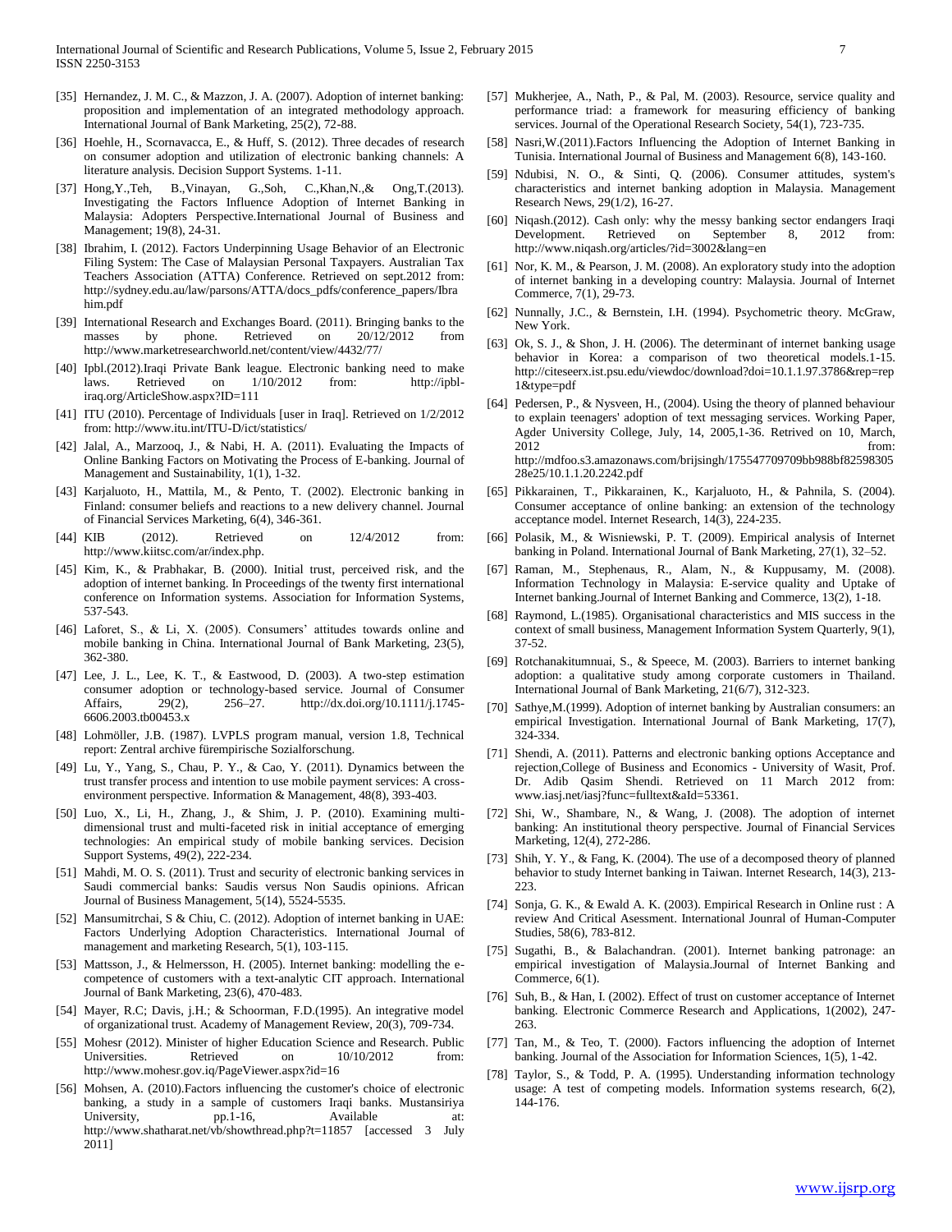[35] Hernandez, J. M. C., & Mazzon, J. A. (2007). Adoption of internet banking: proposition and implementation of an integrated methodology approach. International Journal of Bank Marketing, 25(2), 72-88.

[36] Hoehle, H., Scornavacca, E., & Huff, S. (2012). Three decades of research on consumer adoption and utilization of electronic banking channels: A literature analysis. Decision Support Systems. 1-11.

[37] Hong,Y.,Teh, B.,Vinayan, G.,Soh, C.,Khan,N.,& Ong,T.(2013). Investigating the Factors Influence Adoption of Internet Banking in Malaysia: Adopters Perspective.International Journal of Business and Management; 19(8), 24-31.

[38] Ibrahim, I. (2012). Factors Underpinning Usage Behavior of an Electronic Filing System: The Case of Malaysian Personal Taxpayers. Australian Tax Teachers Association (ATTA) Conference. Retrieved on sept.2012 from: http://sydney.edu.au/law/parsons/ATTA/docs_pdfs/conference_papers/Ibrahim.pdf

[39] International Research and Exchanges Board. (2011). Bringing banks to the masses by phone. Retrieved on 20/12/2012 from http://www.marketresearchworld.net/content/view/4432/77/

[40] Ipbl.(2012).Iraqi Private Bank league. Electronic banking need to make laws. Retrieved on 1/10/2012 from: http://ipbl-iraq.org/ArticleShow.aspx?ID=111

[41] ITU (2010). Percentage of Individuals [user in Iraq]. Retrieved on 1/2/2012 from: http://www.itu.int/ITU-D/ict/statistics/

[42] Jalal, A., Marzooq, J., & Nabi, H. A. (2011). Evaluating the Impacts of Online Banking Factors on Motivating the Process of E-banking. Journal of Management and Sustainability, 1(1), 1-32.

[43] Karjaluoto, H., Mattila, M., & Pento, T. (2002). Electronic banking in Finland: consumer beliefs and reactions to a new delivery channel. Journal of Financial Services Marketing, 6(4), 346-361.

[44] KIB (2012). Retrieved on 12/4/2012 from: http://www.kiitsc.com/ar/index.php.

[45] Kim, K., & Prabhakar, B. (2000). Initial trust, perceived risk, and the adoption of internet banking. In Proceedings of the twenty first international conference on Information systems. Association for Information Systems, 537-543.

[46] Laforet, S., & Li, X. (2005). Consumers' attitudes towards online and mobile banking in China. International Journal of Bank Marketing, 23(5), 362-380.

[47] Lee, J. L., Lee, K. T., & Eastwood, D. (2003). A two-step estimation consumer adoption or technology-based service. Journal of Consumer Affairs, 29(2), 256–27. http://dx.doi.org/10.1111/j.1745-6606.2003.tb00453.x

[48] Lohmöller, J.B. (1987). LVPLS program manual, version 1.8, Technical report: Zentral archive fürempirische Sozialforschung.

[49] Lu, Y., Yang, S., Chau, P. Y., & Cao, Y. (2011). Dynamics between the trust transfer process and intention to use mobile payment services: A cross-environment perspective. Information & Management, 48(8), 393-403.

[50] Luo, X., Li, H., Zhang, J., & Shim, J. P. (2010). Examining multi-dimensional trust and multi-faceted risk in initial acceptance of emerging technologies: An empirical study of mobile banking services. Decision Support Systems, 49(2), 222-234.

[51] Mahdi, M. O. S. (2011). Trust and security of electronic banking services in Saudi commercial banks: Saudis versus Non Saudis opinions. African Journal of Business Management, 5(14), 5524-5535.

[52] Mansumitrchai, S & Chiu, C. (2012). Adoption of internet banking in UAE: Factors Underlying Adoption Characteristics. International Journal of management and marketing Research, 5(1), 103-115.

[53] Mattsson, J., & Helmersson, H. (2005). Internet banking: modelling the e-competence of customers with a text-analytic CIT approach. International Journal of Bank Marketing, 23(6), 470-483.

[54] Mayer, R.C; Davis, j.H.; & Schoorman, F.D.(1995). An integrative model of organizational trust. Academy of Management Review, 20(3), 709-734.

[55] Mohesr (2012). Minister of higher Education Science and Research. Public Universities. Retrieved on 10/10/2012 from: http://www.mohesr.gov.iq/PageViewer.aspx?id=16

[56] Mohsen, A. (2010).Factors influencing the customer's choice of electronic banking, a study in a sample of customers Iraqi banks. Mustansiriya University, pp.1-16, Available at: http://www.shatharat.net/vb/showthread.php?t=11857 [accessed 3 July 2011]

[57] Mukherjee, A., Nath, P., & Pal, M. (2003). Resource, service quality and performance triad: a framework for measuring efficiency of banking services. Journal of the Operational Research Society, 54(1), 723-735.

[58] Nasri,W.(2011).Factors Influencing the Adoption of Internet Banking in Tunisia. International Journal of Business and Management 6(8), 143-160.

[59] Ndubisi, N. O., & Sinti, Q. (2006). Consumer attitudes, system's characteristics and internet banking adoption in Malaysia. Management Research News, 29(1/2), 16-27.

[60] Niqash.(2012). Cash only: why the messy banking sector endangers Iraqi Development. Retrieved on September 8, 2012 from: http://www.niqash.org/articles/?id=3002&lang=en

[61] Nor, K. M., & Pearson, J. M. (2008). An exploratory study into the adoption of internet banking in a developing country: Malaysia. Journal of Internet Commerce, 7(1), 29-73.

[62] Nunnally, J.C., & Bernstein, I.H. (1994). Psychometric theory. McGraw, New York.

[63] Ok, S. J., & Shon, J. H. (2006). The determinant of internet banking usage behavior in Korea: a comparison of two theoretical models.1-15. http://citeseerx.ist.psu.edu/viewdoc/download?doi=10.1.1.97.3786&rep=rep1&type=pdf

[64] Pedersen, P., & Nysveen, H., (2004). Using the theory of planned behaviour to explain teenagers' adoption of text messaging services. Working Paper, Agder University College, July, 14, 2005,1-36. Retrived on 10, March, 2012 from: http://mdfoo.s3.amazonaws.com/brijsingh/175547709709bb988bf8259830528e25/10.1.1.20.2242.pdf

[65] Pikkarainen, T., Pikkarainen, K., Karjaluoto, H., & Pahnila, S. (2004). Consumer acceptance of online banking: an extension of the technology acceptance model. Internet Research, 14(3), 224-235.

[66] Polasik, M., & Wisniewski, P. T. (2009). Empirical analysis of Internet banking in Poland. International Journal of Bank Marketing, 27(1), 32–52.

[67] Raman, M., Stephenaus, R., Alam, N., & Kuppusamy, M. (2008). Information Technology in Malaysia: E-service quality and Uptake of Internet banking.Journal of Internet Banking and Commerce, 13(2), 1-18.

[68] Raymond, L.(1985). Organisational characteristics and MIS success in the context of small business, Management Information System Quarterly, 9(1), 37-52.

[69] Rotchanakitumnuai, S., & Speece, M. (2003). Barriers to internet banking adoption: a qualitative study among corporate customers in Thailand. International Journal of Bank Marketing, 21(6/7), 312-323.

[70] Sathye,M.(1999). Adoption of internet banking by Australian consumers: an empirical Investigation. International Journal of Bank Marketing, 17(7), 324-334.

[71] Shendi, A. (2011). Patterns and electronic banking options Acceptance and rejection,College of Business and Economics - University of Wasit, Prof. Dr. Adib Qasim Shendi. Retrieved on 11 March 2012 from: www.iasj.net/iasj?func=fulltext&aId=53361.

[72] Shi, W., Shambare, N., & Wang, J. (2008). The adoption of internet banking: An institutional theory perspective. Journal of Financial Services Marketing, 12(4), 272-286.

[73] Shih, Y. Y., & Fang, K. (2004). The use of a decomposed theory of planned behavior to study Internet banking in Taiwan. Internet Research, 14(3), 213-223.

[74] Sonja, G. K., & Ewald A. K. (2003). Empirical Research in Online rust : A review And Critical Asessment. International Jounral of Human-Computer Studies, 58(6), 783-812.

[75] Sugathi, B., & Balachandran. (2001). Internet banking patronage: an empirical investigation of Malaysia.Journal of Internet Banking and Commerce, 6(1).

[76] Suh, B., & Han, I. (2002). Effect of trust on customer acceptance of Internet banking. Electronic Commerce Research and Applications, 1(2002), 247-263.

[77] Tan, M., & Teo, T. (2000). Factors influencing the adoption of Internet banking. Journal of the Association for Information Sciences, 1(5), 1-42.

[78] Taylor, S., & Todd, P. A. (1995). Understanding information technology usage: A test of competing models. Information systems research, 6(2), 144-176.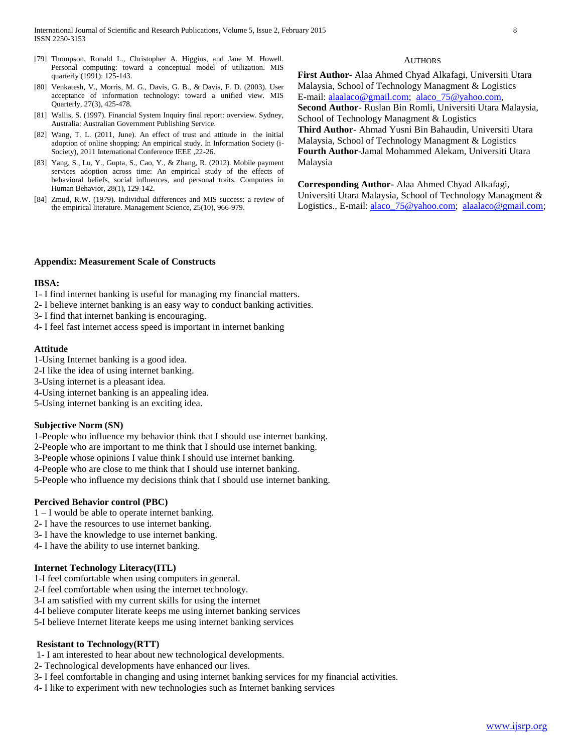[79] Thompson, Ronald L., Christopher A. Higgins, and Jane M. Howell. Personal computing: toward a conceptual model of utilization. MIS quarterly (1991): 125-143.

[80] Venkatesh, V., Morris, M. G., Davis, G. B., & Davis, F. D. (2003). User acceptance of information technology: toward a unified view. MIS Quarterly, 27(3), 425-478.

[81] Wallis, S. (1997). Financial System Inquiry final report: overview. Sydney, Australia: Australian Government Publishing Service.

[82] Wang, T. L. (2011, June). An effect of trust and attitude in the initial adoption of online shopping: An empirical study. In Information Society (i-Society), 2011 International Conference IEEE ,22-26.

[83] Yang, S., Lu, Y., Gupta, S., Cao, Y., & Zhang, R. (2012). Mobile payment services adoption across time: An empirical study of the effects of behavioral beliefs, social influences, and personal traits. Computers in Human Behavior, 28(1), 129-142.

[84] Zmud, R.W. (1979). Individual differences and MIS success: a review of the empirical literature. Management Science, 25(10), 966-979.

## AUTHORS

**First Author-** Alaa Ahmed Chyad Alkafagi, Universiti Utara Malaysia, School of Technology Managment & Logistics E-mail: alaalaco@gmail.com; alaco_75@yahoo.com,

**Second Author**- Ruslan Bin Romli, Universiti Utara Malaysia, School of Technology Managment & Logistics

**Third Author**- Ahmad Yusni Bin Bahaudin, Universiti Utara Malaysia, School of Technology Managment & Logistics

**Fourth Author**-Jamal Mohammed Alekam, Universiti Utara Malaysia

**Corresponding Author-** Alaa Ahmed Chyad Alkafagi, Universiti Utara Malaysia, School of Technology Managment & Logistics., E-mail: alaco_75@yahoo.com; alaalaco@gmail.com;

## Appendix: Measurement Scale of Constructs

**IBSA:**

1- I find internet banking is useful for managing my financial matters.
2- I believe internet banking is an easy way to conduct banking activities.
3- I find that internet banking is encouraging.
4- I feel fast internet access speed is important in internet banking

**Attitude**

1-Using Internet banking is a good idea.
2-I like the idea of using internet banking.
3-Using internet is a pleasant idea.
4-Using internet banking is an appealing idea.
5-Using internet banking is an exciting idea.

**Subjective Norm (SN)**

1-People who influence my behavior think that I should use internet banking.
2-People who are important to me think that I should use internet banking.
3-People whose opinions I value think I should use internet banking.
4-People who are close to me think that I should use internet banking.
5-People who influence my decisions think that I should use internet banking.

**Percived Behavior control (PBC)**

1 – I would be able to operate internet banking.
2- I have the resources to use internet banking.
3- I have the knowledge to use internet banking.
4- I have the ability to use internet banking.

**Internet Technology Literacy(ITL)**

1-I feel comfortable when using computers in general.
2-I feel comfortable when using the internet technology.
3-I am satisfied with my current skills for using the internet
4-I believe computer literate keeps me using internet banking services
5-I believe Internet literate keeps me using internet banking services

**Resistant to Technology(RTT)**

1- I am interested to hear about new technological developments.
2- Technological developments have enhanced our lives.
3- I feel comfortable in changing and using internet banking services for my financial activities.
4- I like to experiment with new technologies such as Internet banking services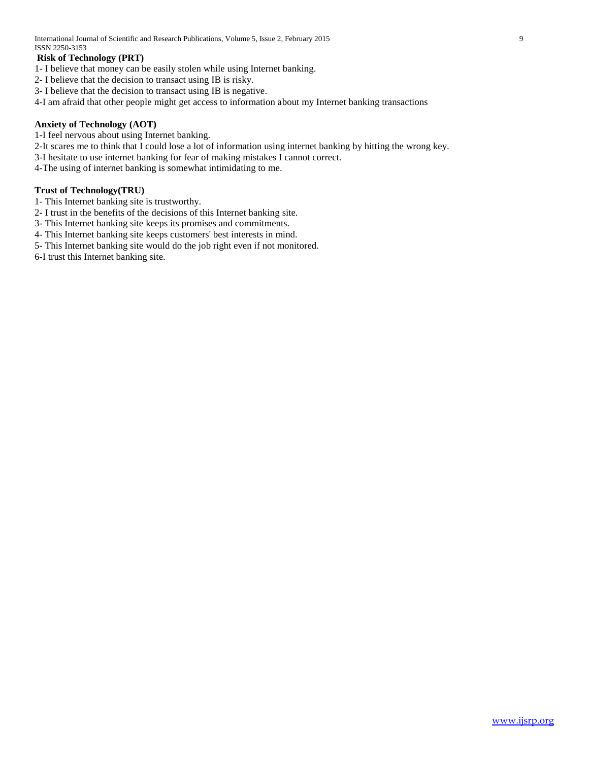**Risk of Technology (PRT)**

1- I believe that money can be easily stolen while using Internet banking.

2- I believe that the decision to transact using IB is risky.

3- I believe that the decision to transact using IB is negative.

4-I am afraid that other people might get access to information about my Internet banking transactions

**Anxiety of Technology (AOT)**

1-I feel nervous about using Internet banking.

2-It scares me to think that I could lose a lot of information using internet banking by hitting the wrong key.

3-I hesitate to use internet banking for fear of making mistakes I cannot correct.

4-The using of internet banking is somewhat intimidating to me.

**Trust of Technology(TRU)**

1- This Internet banking site is trustworthy.

2- I trust in the benefits of the decisions of this Internet banking site.

3- This Internet banking site keeps its promises and commitments.

4- This Internet banking site keeps customers' best interests in mind.

5- This Internet banking site would do the job right even if not monitored.

6-I trust this Internet banking site.